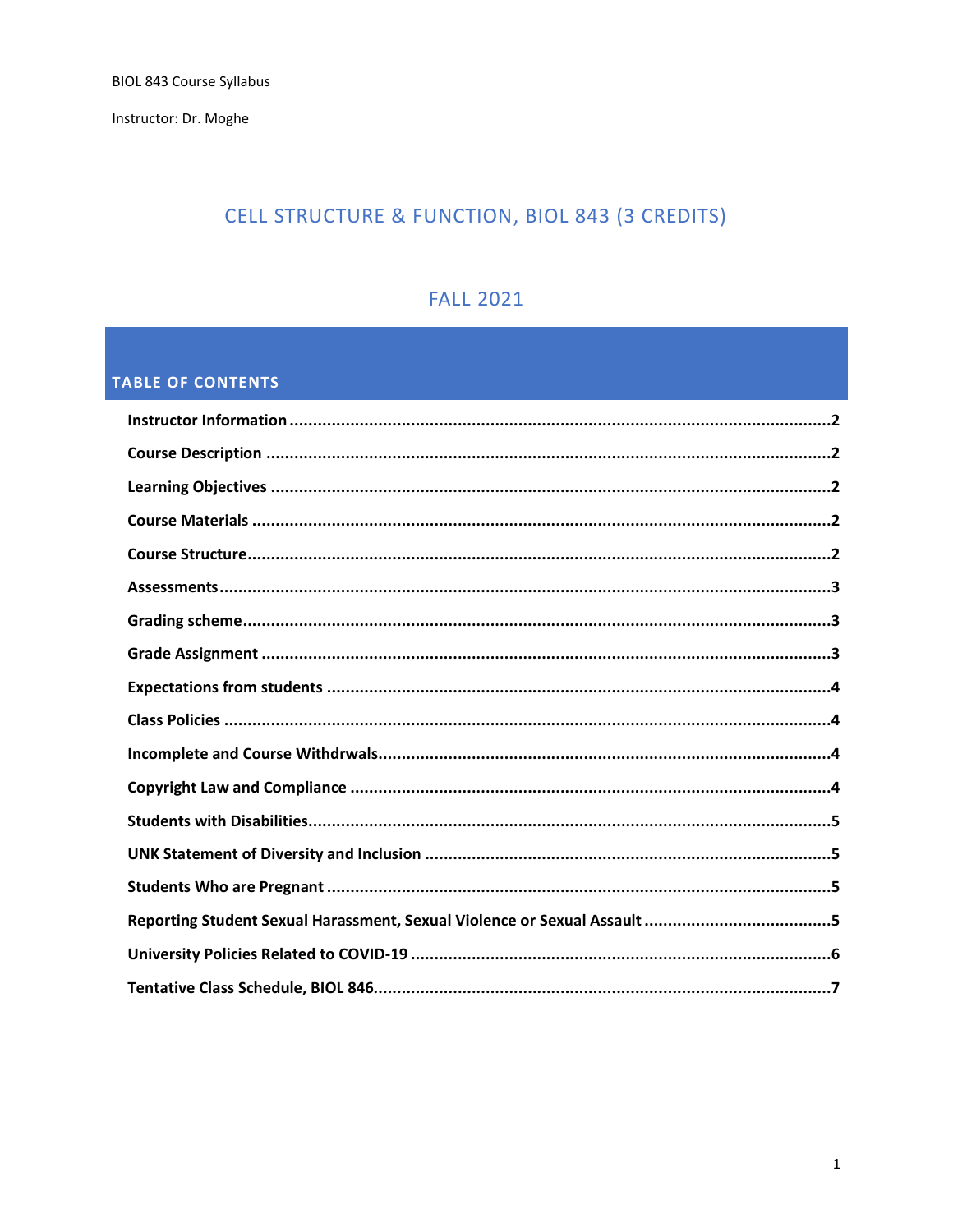BIOL 843 Course Syllabus

Instructor: Dr. Moghe

# CELL STRUCTURE & FUNCTION, BIOL 843 (3 CREDITS)

## FALL 2021

## TABLE OF CONTENTS

- **Instructor Information** ........................................ 2
- **Course Description** ........................................ 2
- **Learning Objectives** ........................................ 2
- **Course Materials** ........................................ 2
- **Course Structure** ........................................ 2
- **Assessments** ........................................ 3
- **Grading scheme** ........................................ 3
- **Grade Assignment** ........................................ 3
- **Expectations from students** ........................................ 4
- **Class Policies** ........................................ 4
- **Incomplete and Course Withdrwals** ........................................ 4
- **Copyright Law and Compliance** ........................................ 4
- **Students with Disabilities** ........................................ 5
- **UNK Statement of Diversity and Inclusion** ........................................ 5
- **Students Who are Pregnant** ........................................ 5
- **Reporting Student Sexual Harassment, Sexual Violence or Sexual Assault** ........................................ 5
- **University Policies Related to COVID-19** ........................................ 6
- **Tentative Class Schedule, BIOL 846** ........................................ 7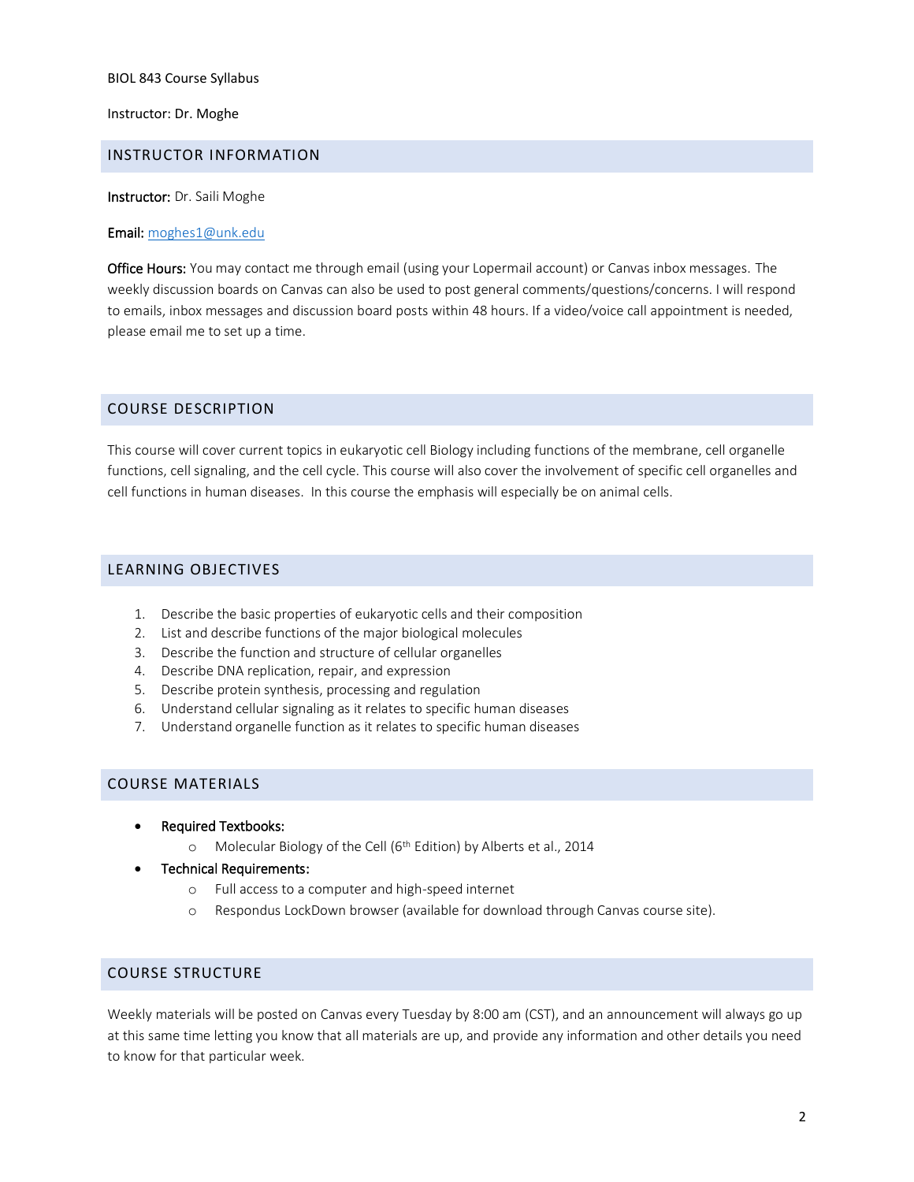BIOL 843 Course Syllabus

Instructor: Dr. Moghe

## INSTRUCTOR INFORMATION

**Instructor:** Dr. Saili Moghe

**Email:** moghes1@unk.edu

**Office Hours:** You may contact me through email (using your Lopermail account) or Canvas inbox messages. The weekly discussion boards on Canvas can also be used to post general comments/questions/concerns. I will respond to emails, inbox messages and discussion board posts within 48 hours. If a video/voice call appointment is needed, please email me to set up a time.

## COURSE DESCRIPTION

This course will cover current topics in eukaryotic cell Biology including functions of the membrane, cell organelle functions, cell signaling, and the cell cycle. This course will also cover the involvement of specific cell organelles and cell functions in human diseases. In this course the emphasis will especially be on animal cells.

## LEARNING OBJECTIVES

1. Describe the basic properties of eukaryotic cells and their composition
2. List and describe functions of the major biological molecules
3. Describe the function and structure of cellular organelles
4. Describe DNA replication, repair, and expression
5. Describe protein synthesis, processing and regulation
6. Understand cellular signaling as it relates to specific human diseases
7. Understand organelle function as it relates to specific human diseases

## COURSE MATERIALS

- **Required Textbooks:**
  - Molecular Biology of the Cell (6th Edition) by Alberts et al., 2014
- **Technical Requirements:**
  - Full access to a computer and high-speed internet
  - Respondus LockDown browser (available for download through Canvas course site).

## COURSE STRUCTURE

Weekly materials will be posted on Canvas every Tuesday by 8:00 am (CST), and an announcement will always go up at this same time letting you know that all materials are up, and provide any information and other details you need to know for that particular week.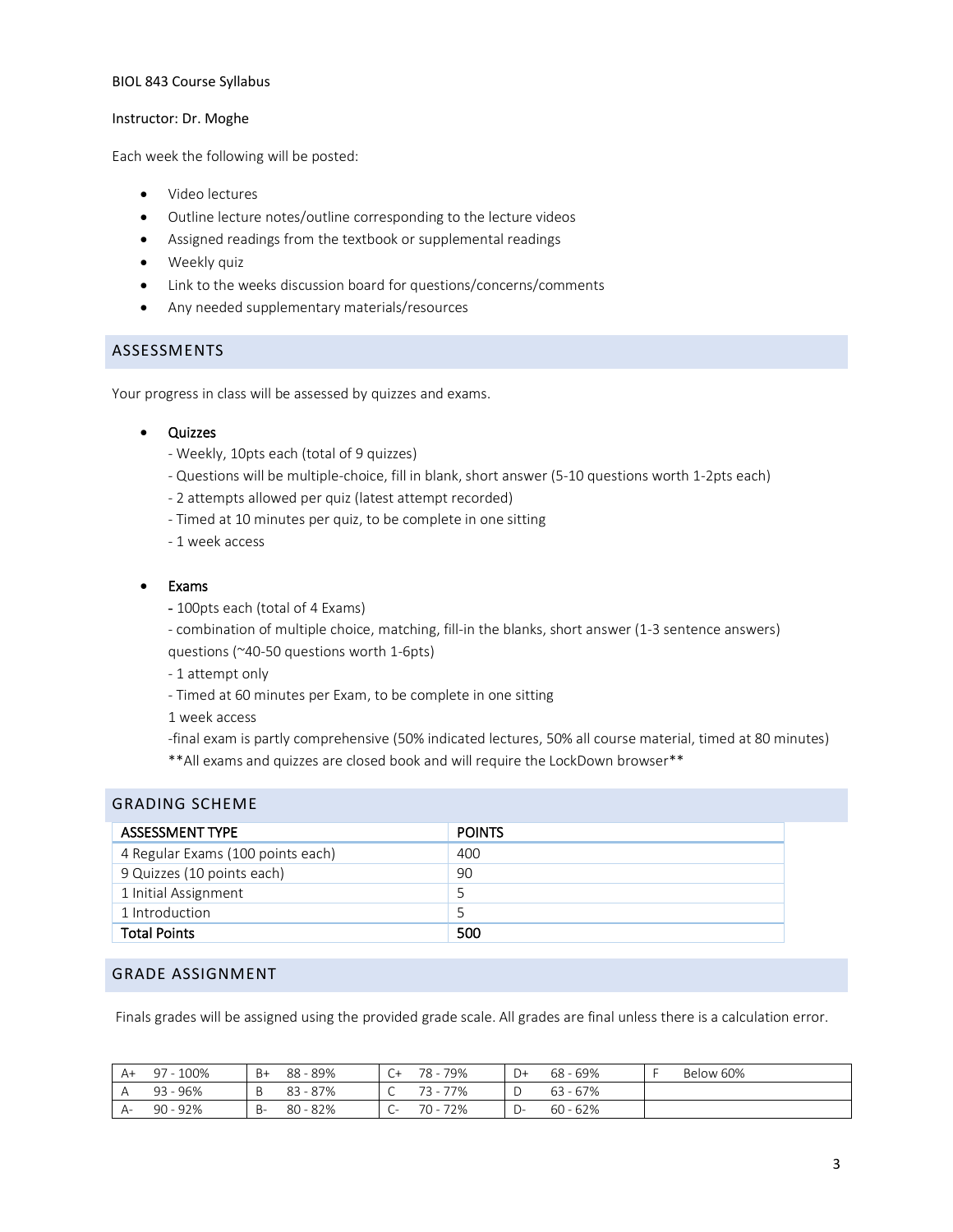BIOL 843 Course Syllabus

Instructor: Dr. Moghe

Each week the following will be posted:

- Video lectures
- Outline lecture notes/outline corresponding to the lecture videos
- Assigned readings from the textbook or supplemental readings
- Weekly quiz
- Link to the weeks discussion board for questions/concerns/comments
- Any needed supplementary materials/resources

## ASSESSMENTS

Your progress in class will be assessed by quizzes and exams.

- Quizzes
  - Weekly, 10pts each (total of 9 quizzes)
  - Questions will be multiple-choice, fill in blank, short answer (5-10 questions worth 1-2pts each)
  - 2 attempts allowed per quiz (latest attempt recorded)
  - Timed at 10 minutes per quiz, to be complete in one sitting
  - 1 week access

- Exams
  - 100pts each (total of 4 Exams)
  - combination of multiple choice, matching, fill-in the blanks, short answer (1-3 sentence answers) questions (~40-50 questions worth 1-6pts)
  - 1 attempt only
  - Timed at 60 minutes per Exam, to be complete in one sitting
  - 1 week access
  - final exam is partly comprehensive (50% indicated lectures, 50% all course material, timed at 80 minutes)

  **All exams and quizzes are closed book and will require the LockDown browser**

## GRADING SCHEME

| ASSESSMENT TYPE | POINTS |
| --- | --- |
| 4 Regular Exams (100 points each) | 400 |
| 9 Quizzes (10 points each) | 90 |
| 1 Initial Assignment | 5 |
| 1 Introduction | 5 |
| **Total Points** | **500** |

## GRADE ASSIGNMENT

Finals grades will be assigned using the provided grade scale. All grades are final unless there is a calculation error.

| | | | | | | | | | |
| --- | --- | --- | --- | --- | --- | --- | --- | --- | --- |
| A+ | 97 - 100% | B+ | 88 - 89% | C+ | 78 - 79% | D+ | 68 - 69% | F | Below 60% |
| A | 93 - 96% | B | 83 - 87% | C | 73 - 77% | D | 63 - 67% | | |
| A- | 90 - 92% | B- | 80 - 82% | C- | 70 - 72% | D- | 60 - 62% | | |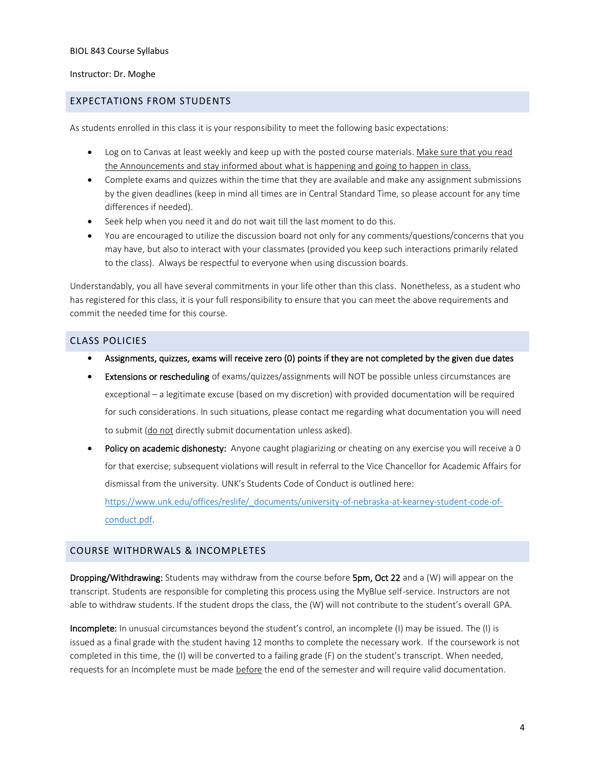BIOL 843 Course Syllabus

Instructor: Dr. Moghe

## EXPECTATIONS FROM STUDENTS

As students enrolled in this class it is your responsibility to meet the following basic expectations:

- Log on to Canvas at least weekly and keep up with the posted course materials. <u>Make sure that you read the Announcements and stay informed about what is happening and going to happen in class.</u>
- Complete exams and quizzes within the time that they are available and make any assignment submissions by the given deadlines (keep in mind all times are in Central Standard Time, so please account for any time differences if needed).
- Seek help when you need it and do not wait till the last moment to do this.
- You are encouraged to utilize the discussion board not only for any comments/questions/concerns that you may have, but also to interact with your classmates (provided you keep such interactions primarily related to the class). Always be respectful to everyone when using discussion boards.

Understandably, you all have several commitments in your life other than this class. Nonetheless, as a student who has registered for this class, it is your full responsibility to ensure that you can meet the above requirements and commit the needed time for this course.

## CLASS POLICIES

- **Assignments, quizzes, exams will receive zero (0) points if they are not completed by the given due dates**
- **Extensions or rescheduling** of exams/quizzes/assignments will NOT be possible unless circumstances are exceptional – a legitimate excuse (based on my discretion) with provided documentation will be required for such considerations. In such situations, please contact me regarding what documentation you will need to submit (<u>do not</u> directly submit documentation unless asked).
- **Policy on academic dishonesty:** Anyone caught plagiarizing or cheating on any exercise you will receive a 0 for that exercise; subsequent violations will result in referral to the Vice Chancellor for Academic Affairs for dismissal from the university. UNK's Students Code of Conduct is outlined here: [https://www.unk.edu/offices/reslife/_documents/university-of-nebraska-at-kearney-student-code-of-conduct.pdf](https://www.unk.edu/offices/reslife/_documents/university-of-nebraska-at-kearney-student-code-of-conduct.pdf).

## COURSE WITHDRWALS & INCOMPLETES

**Dropping/Withdrawing:** Students may withdraw from the course before **5pm, Oct 22** and a (W) will appear on the transcript. Students are responsible for completing this process using the MyBlue self-service. Instructors are not able to withdraw students. If the student drops the class, the (W) will not contribute to the student's overall GPA.

**Incomplete:** In unusual circumstances beyond the student's control, an incomplete (I) may be issued. The (I) is issued as a final grade with the student having 12 months to complete the necessary work. If the coursework is not completed in this time, the (I) will be converted to a failing grade (F) on the student's transcript. When needed, requests for an Incomplete must be made <u>before</u> the end of the semester and will require valid documentation.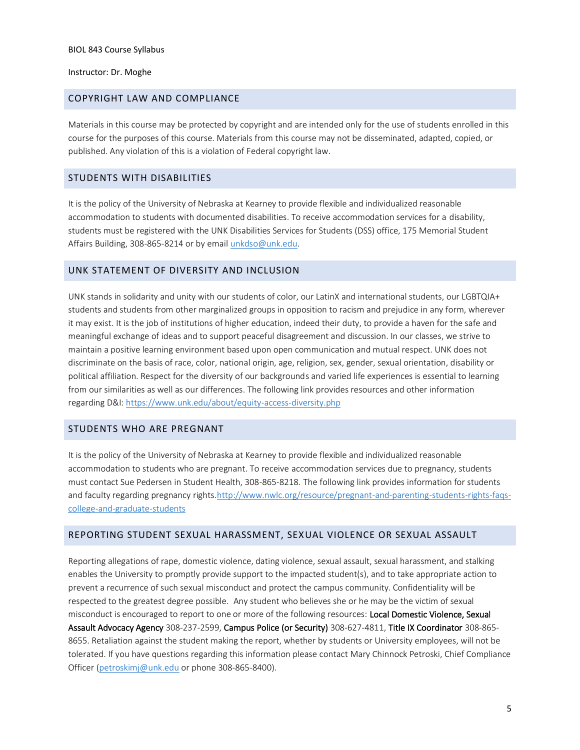BIOL 843 Course Syllabus

Instructor: Dr. Moghe

## COPYRIGHT LAW AND COMPLIANCE

Materials in this course may be protected by copyright and are intended only for the use of students enrolled in this course for the purposes of this course. Materials from this course may not be disseminated, adapted, copied, or published. Any violation of this is a violation of Federal copyright law.

## STUDENTS WITH DISABILITIES

It is the policy of the University of Nebraska at Kearney to provide flexible and individualized reasonable accommodation to students with documented disabilities. To receive accommodation services for a disability, students must be registered with the UNK Disabilities Services for Students (DSS) office, 175 Memorial Student Affairs Building, 308-865-8214 or by email unkdso@unk.edu.

## UNK STATEMENT OF DIVERSITY AND INCLUSION

UNK stands in solidarity and unity with our students of color, our LatinX and international students, our LGBTQIA+ students and students from other marginalized groups in opposition to racism and prejudice in any form, wherever it may exist. It is the job of institutions of higher education, indeed their duty, to provide a haven for the safe and meaningful exchange of ideas and to support peaceful disagreement and discussion. In our classes, we strive to maintain a positive learning environment based upon open communication and mutual respect. UNK does not discriminate on the basis of race, color, national origin, age, religion, sex, gender, sexual orientation, disability or political affiliation. Respect for the diversity of our backgrounds and varied life experiences is essential to learning from our similarities as well as our differences. The following link provides resources and other information regarding D&I: https://www.unk.edu/about/equity-access-diversity.php

## STUDENTS WHO ARE PREGNANT

It is the policy of the University of Nebraska at Kearney to provide flexible and individualized reasonable accommodation to students who are pregnant. To receive accommodation services due to pregnancy, students must contact Sue Pedersen in Student Health, 308-865-8218. The following link provides information for students and faculty regarding pregnancy rights.http://www.nwlc.org/resource/pregnant-and-parenting-students-rights-faqs-college-and-graduate-students

## REPORTING STUDENT SEXUAL HARASSMENT, SEXUAL VIOLENCE OR SEXUAL ASSAULT

Reporting allegations of rape, domestic violence, dating violence, sexual assault, sexual harassment, and stalking enables the University to promptly provide support to the impacted student(s), and to take appropriate action to prevent a recurrence of such sexual misconduct and protect the campus community. Confidentiality will be respected to the greatest degree possible. Any student who believes she or he may be the victim of sexual misconduct is encouraged to report to one or more of the following resources: **Local Domestic Violence, Sexual Assault Advocacy Agency** 308-237-2599, **Campus Police (or Security)** 308-627-4811, **Title IX Coordinator** 308-865-8655. Retaliation against the student making the report, whether by students or University employees, will not be tolerated. If you have questions regarding this information please contact Mary Chinnock Petroski, Chief Compliance Officer (petroskimj@unk.edu or phone 308-865-8400).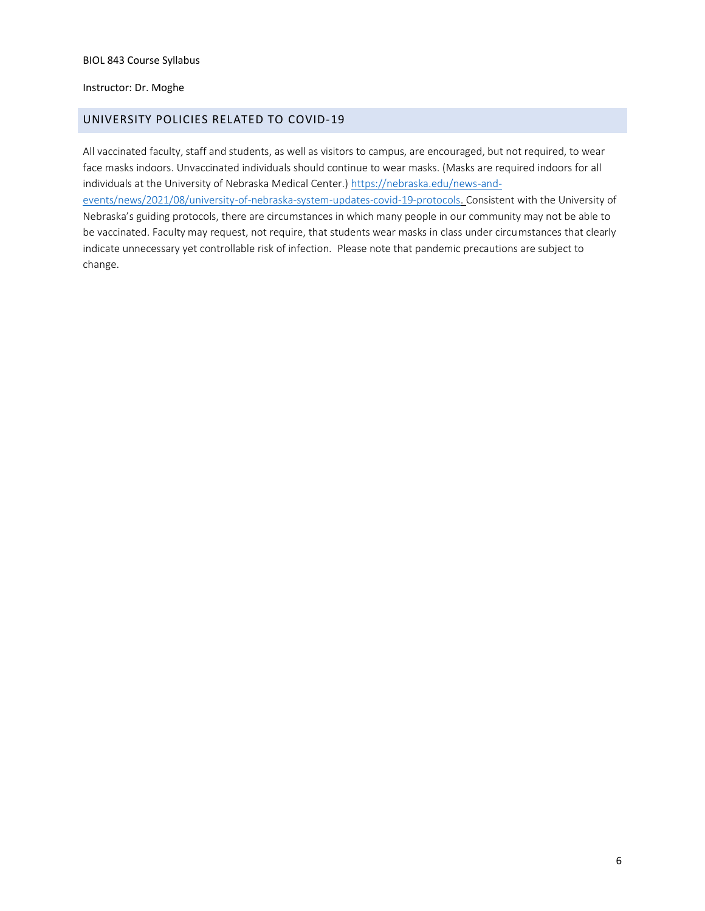BIOL 843 Course Syllabus

Instructor: Dr. Moghe

## UNIVERSITY POLICIES RELATED TO COVID-19

All vaccinated faculty, staff and students, as well as visitors to campus, are encouraged, but not required, to wear face masks indoors. Unvaccinated individuals should continue to wear masks. (Masks are required indoors for all individuals at the University of Nebraska Medical Center.) [https://nebraska.edu/news-and-events/news/2021/08/university-of-nebraska-system-updates-covid-19-protocols.](https://nebraska.edu/news-and-events/news/2021/08/university-of-nebraska-system-updates-covid-19-protocols) Consistent with the University of Nebraska's guiding protocols, there are circumstances in which many people in our community may not be able to be vaccinated. Faculty may request, not require, that students wear masks in class under circumstances that clearly indicate unnecessary yet controllable risk of infection. Please note that pandemic precautions are subject to change.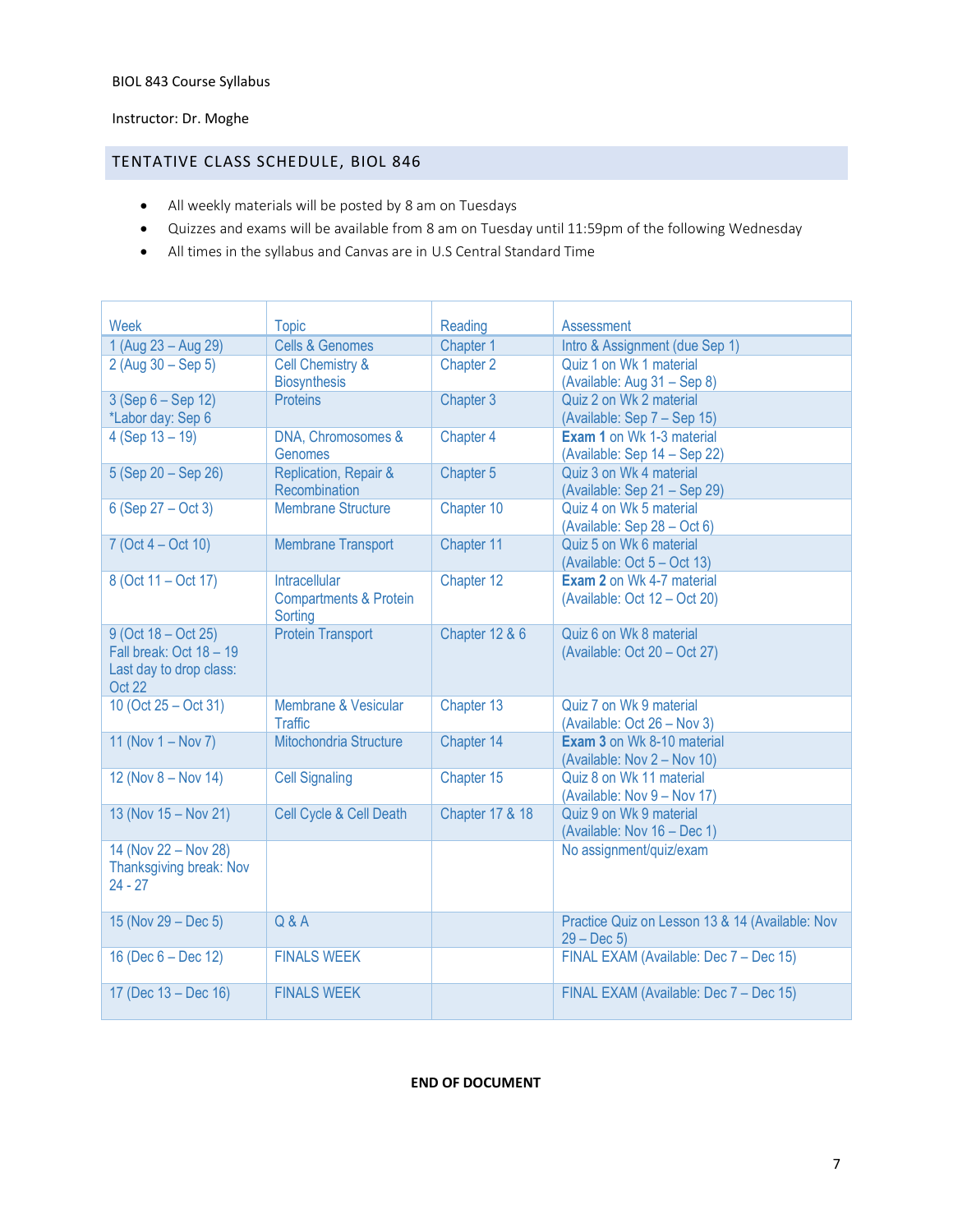BIOL 843 Course Syllabus

Instructor: Dr. Moghe

## TENTATIVE CLASS SCHEDULE, BIOL 846

- All weekly materials will be posted by 8 am on Tuesdays
- Quizzes and exams will be available from 8 am on Tuesday until 11:59pm of the following Wednesday
- All times in the syllabus and Canvas are in U.S Central Standard Time

| Week | Topic | Reading | Assessment |
|---|---|---|---|
| 1 (Aug 23 – Aug 29) | Cells & Genomes | Chapter 1 | Intro & Assignment (due Sep 1) |
| 2 (Aug 30 – Sep 5) | Cell Chemistry & Biosynthesis | Chapter 2 | Quiz 1 on Wk 1 material (Available: Aug 31 – Sep 8) |
| 3 (Sep 6 – Sep 12) *Labor day: Sep 6 | Proteins | Chapter 3 | Quiz 2 on Wk 2 material (Available: Sep 7 – Sep 15) |
| 4 (Sep 13 – 19) | DNA, Chromosomes & Genomes | Chapter 4 | **Exam 1** on Wk 1-3 material (Available: Sep 14 – Sep 22) |
| 5 (Sep 20 – Sep 26) | Replication, Repair & Recombination | Chapter 5 | Quiz 3 on Wk 4 material (Available: Sep 21 – Sep 29) |
| 6 (Sep 27 – Oct 3) | Membrane Structure | Chapter 10 | Quiz 4 on Wk 5 material (Available: Sep 28 – Oct 6) |
| 7 (Oct 4 – Oct 10) | Membrane Transport | Chapter 11 | Quiz 5 on Wk 6 material (Available: Oct 5 – Oct 13) |
| 8 (Oct 11 – Oct 17) | Intracellular Compartments & Protein Sorting | Chapter 12 | **Exam 2** on Wk 4-7 material (Available: Oct 12 – Oct 20) |
| 9 (Oct 18 – Oct 25) Fall break: Oct 18 – 19 Last day to drop class: Oct 22 | Protein Transport | Chapter 12 & 6 | Quiz 6 on Wk 8 material (Available: Oct 20 – Oct 27) |
| 10 (Oct 25 – Oct 31) | Membrane & Vesicular Traffic | Chapter 13 | Quiz 7 on Wk 9 material (Available: Oct 26 – Nov 3) |
| 11 (Nov 1 – Nov 7) | Mitochondria Structure | Chapter 14 | **Exam 3** on Wk 8-10 material (Available: Nov 2 – Nov 10) |
| 12 (Nov 8 – Nov 14) | Cell Signaling | Chapter 15 | Quiz 8 on Wk 11 material (Available: Nov 9 – Nov 17) |
| 13 (Nov 15 – Nov 21) | Cell Cycle & Cell Death | Chapter 17 & 18 | Quiz 9 on Wk 9 material (Available: Nov 16 – Dec 1) |
| 14 (Nov 22 – Nov 28) Thanksgiving break: Nov 24 - 27 | | | No assignment/quiz/exam |
| 15 (Nov 29 – Dec 5) | Q & A | | Practice Quiz on Lesson 13 & 14 (Available: Nov 29 – Dec 5) |
| 16 (Dec 6 – Dec 12) | FINALS WEEK | | FINAL EXAM (Available: Dec 7 – Dec 15) |
| 17 (Dec 13 – Dec 16) | FINALS WEEK | | FINAL EXAM (Available: Dec 7 – Dec 15) |

**END OF DOCUMENT**